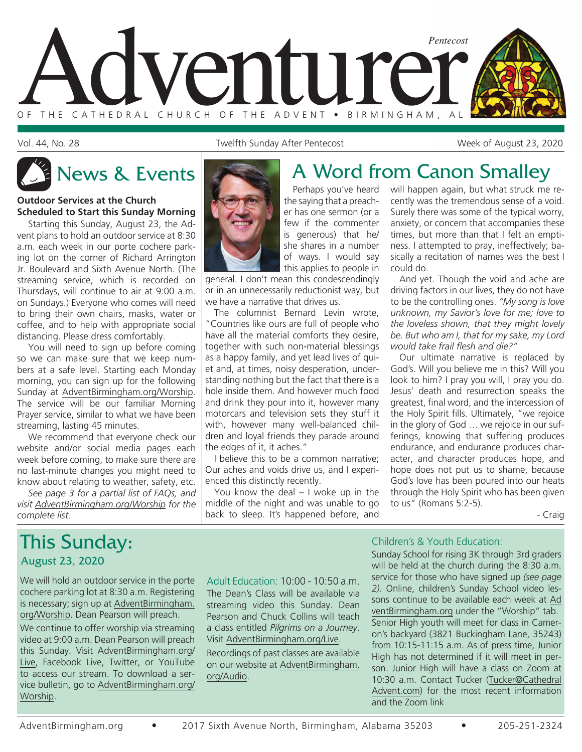# Adventurer

*Pentecost*

OF THE CATHEDRAL CHURCH OF THE ADVENT • BIRMINGHAM, AL

Vol. 44, No. 28 — Twelfth Sunday After Pentecost — Week of August 23, 2020

## News & Events

**Outdoor Services at the Church Scheduled to Start this Sunday Morning**

Starting this Sunday, August 23, the Advent plans to hold an outdoor service at 8:30 a.m. each week in our porte cochere parking lot on the corner of Richard Arrington Jr. Boulevard and Sixth Avenue North. (The streaming service, which is recorded on Thursdays, will continue to air at 9:00 a.m. on Sundays.) Everyone who comes will need to bring their own chairs, masks, water or coffee, and to help with appropriate social distancing. Please dress comfortably.

You will need to sign up before coming so we can make sure that we keep numbers at a safe level. Starting each Monday morning, you can sign up for the following Sunday at AdventBirmingham.org/Worship. The service will be our familiar Morning Prayer service, similar to what we have been streaming, lasting 45 minutes.

We recommend that everyone check our website and/or social media pages each week before coming, to make sure there are no last-minute changes you might need to know about relating to weather, safety, etc.

*See page 3 for a partial list of FAQs, and visit AdventBirmingham.org/Worship for the complete list.*

## A Word from Canon Smalley

Perhaps you've heard the saying that a preacher has one sermon (or a few if the commenter is generous) that he/she shares in a number of ways. I would say this applies to people in general. I don't mean this condescendingly or in an unnecessarily reductionist way, but we have a narrative that drives us.

The columnist Bernard Levin wrote, "Countries like ours are full of people who have all the material comforts they desire, together with such non-material blessings as a happy family, and yet lead lives of quiet and, at times, noisy desperation, understanding nothing but the fact that there is a hole inside them. And however much food and drink they pour into it, however many motorcars and television sets they stuff it with, however many well-balanced children and loyal friends they parade around the edges of it, it aches."

I believe this to be a common narrative; Our aches and voids drive us, and I experienced this distinctly recently.

You know the deal – I woke up in the middle of the night and was unable to go back to sleep. It's happened before, and will happen again, but what struck me recently was the tremendous sense of a void. Surely there was some of the typical worry, anxiety, or concern that accompanies these times, but more than that I felt an emptiness. I attempted to pray, ineffectively; basically a recitation of names was the best I could do.

And yet. Though the void and ache are driving factors in our lives, they do not have to be the controlling ones. *"My song is love unknown, my Savior's love for me; love to the loveless shown, that they might lovely be. But who am I, that for my sake, my Lord would take frail flesh and die?"*

Our ultimate narrative is replaced by God's. Will you believe me in this? Will you look to him? I pray you will, I pray you do. Jesus' death and resurrection speaks the greatest, final word, and the intercession of the Holy Spirit fills. Ultimately, "we rejoice in the glory of God … we rejoice in our sufferings, knowing that suffering produces endurance, and endurance produces character, and character produces hope, and hope does not put us to shame, because God's love has been poured into our heats through the Holy Spirit who has been given to us" (Romans 5:2-5).

\- Craig

## This Sunday:
### August 23, 2020

We will hold an outdoor service in the porte cochere parking lot at 8:30 a.m. Registering is necessary; sign up at AdventBirmingham.org/Worship. Dean Pearson will preach.

We continue to offer worship via streaming video at 9:00 a.m. Dean Pearson will preach this Sunday. Visit AdventBirmingham.org/Live, Facebook Live, Twitter, or YouTube to access our stream. To download a service bulletin, go to AdventBirmingham.org/Worship.

Adult Education: 10:00 - 10:50 a.m. The Dean's Class will be available via streaming video this Sunday. Dean Pearson and Chuck Collins will teach a class entitled *Pilgrims on a Journey*. Visit AdventBirmingham.org/Live.

Recordings of past classes are available on our website at AdventBirmingham.org/Audio.

Children's & Youth Education:

Sunday School for rising 3K through 3rd graders will be held at the church during the 8:30 a.m. service for those who have signed up *(see page 2)*. Online, children's Sunday School video lessons continue to be available each week at AdventBirmingham.org under the "Worship" tab. Senior High youth will meet for class in Cameron's backyard (3821 Buckingham Lane, 35243) from 10:15-11:15 a.m. As of press time, Junior High has not determined if it will meet in person. Junior High will have a class on Zoom at 10:30 a.m. Contact Tucker (Tucker@CathedralAdvent.com) for the most recent information and the Zoom link

AdventBirmingham.org • 2017 Sixth Avenue North, Birmingham, Alabama 35203 • 205-251-2324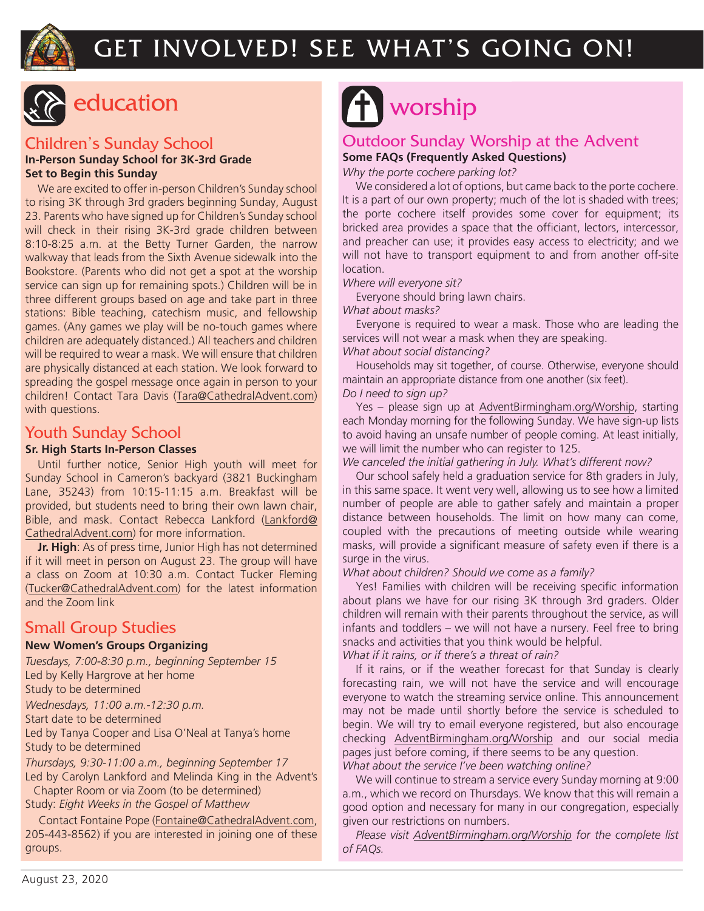# GET INVOLVED! SEE WHAT'S GOING ON!

## education

### Children's Sunday School

**In-Person Sunday School for 3K-3rd Grade Set to Begin this Sunday**

We are excited to offer in-person Children's Sunday school to rising 3K through 3rd graders beginning Sunday, August 23. Parents who have signed up for Children's Sunday school will check in their rising 3K-3rd grade children between 8:10-8:25 a.m. at the Betty Turner Garden, the narrow walkway that leads from the Sixth Avenue sidewalk into the Bookstore. (Parents who did not get a spot at the worship service can sign up for remaining spots.) Children will be in three different groups based on age and take part in three stations: Bible teaching, catechism music, and fellowship games. (Any games we play will be no-touch games where children are adequately distanced.) All teachers and children will be required to wear a mask. We will ensure that children are physically distanced at each station. We look forward to spreading the gospel message once again in person to your children! Contact Tara Davis (Tara@CathedralAdvent.com) with questions.

### Youth Sunday School

**Sr. High Starts In-Person Classes**

Until further notice, Senior High youth will meet for Sunday School in Cameron's backyard (3821 Buckingham Lane, 35243) from 10:15-11:15 a.m. Breakfast will be provided, but students need to bring their own lawn chair, Bible, and mask. Contact Rebecca Lankford (Lankford@CathedralAdvent.com) for more information.

**Jr. High**: As of press time, Junior High has not determined if it will meet in person on August 23. The group will have a class on Zoom at 10:30 a.m. Contact Tucker Fleming (Tucker@CathedralAdvent.com) for the latest information and the Zoom link

### Small Group Studies

**New Women's Groups Organizing**

*Tuesdays, 7:00-8:30 p.m., beginning September 15*
Led by Kelly Hargrove at her home
Study to be determined

*Wednesdays, 11:00 a.m.-12:30 p.m.*
Start date to be determined
Led by Tanya Cooper and Lisa O'Neal at Tanya's home
Study to be determined

*Thursdays, 9:30-11:00 a.m., beginning September 17*
Led by Carolyn Lankford and Melinda King in the Advent's Chapter Room or via Zoom (to be determined)
Study: *Eight Weeks in the Gospel of Matthew*

Contact Fontaine Pope (Fontaine@CathedralAdvent.com, 205-443-8562) if you are interested in joining one of these groups.

## worship

### Outdoor Sunday Worship at the Advent

**Some FAQs (Frequently Asked Questions)**

*Why the porte cochere parking lot?*

We considered a lot of options, but came back to the porte cochere. It is a part of our own property; much of the lot is shaded with trees; the porte cochere itself provides some cover for equipment; its bricked area provides a space that the officiant, lectors, intercessor, and preacher can use; it provides easy access to electricity; and we will not have to transport equipment to and from another off-site location.

*Where will everyone sit?*

Everyone should bring lawn chairs.

*What about masks?*

Everyone is required to wear a mask. Those who are leading the services will not wear a mask when they are speaking.

*What about social distancing?*

Households may sit together, of course. Otherwise, everyone should maintain an appropriate distance from one another (six feet).

*Do I need to sign up?*

Yes – please sign up at AdventBirmingham.org/Worship, starting each Monday morning for the following Sunday. We have sign-up lists to avoid having an unsafe number of people coming. At least initially, we will limit the number who can register to 125.

*We canceled the initial gathering in July. What's different now?*

Our school safely held a graduation service for 8th graders in July, in this same space. It went very well, allowing us to see how a limited number of people are able to gather safely and maintain a proper distance between households. The limit on how many can come, coupled with the precautions of meeting outside while wearing masks, will provide a significant measure of safety even if there is a surge in the virus.

*What about children? Should we come as a family?*

Yes! Families with children will be receiving specific information about plans we have for our rising 3K through 3rd graders. Older children will remain with their parents throughout the service, as will infants and toddlers – we will not have a nursery. Feel free to bring snacks and activities that you think would be helpful.

*What if it rains, or if there's a threat of rain?*

If it rains, or if the weather forecast for that Sunday is clearly forecasting rain, we will not have the service and will encourage everyone to watch the streaming service online. This announcement may not be made until shortly before the service is scheduled to begin. We will try to email everyone registered, but also encourage checking AdventBirmingham.org/Worship and our social media pages just before coming, if there seems to be any question.

*What about the service I've been watching online?*

We will continue to stream a service every Sunday morning at 9:00 a.m., which we record on Thursdays. We know that this will remain a good option and necessary for many in our congregation, especially given our restrictions on numbers.

*Please visit AdventBirmingham.org/Worship for the complete list of FAQs.*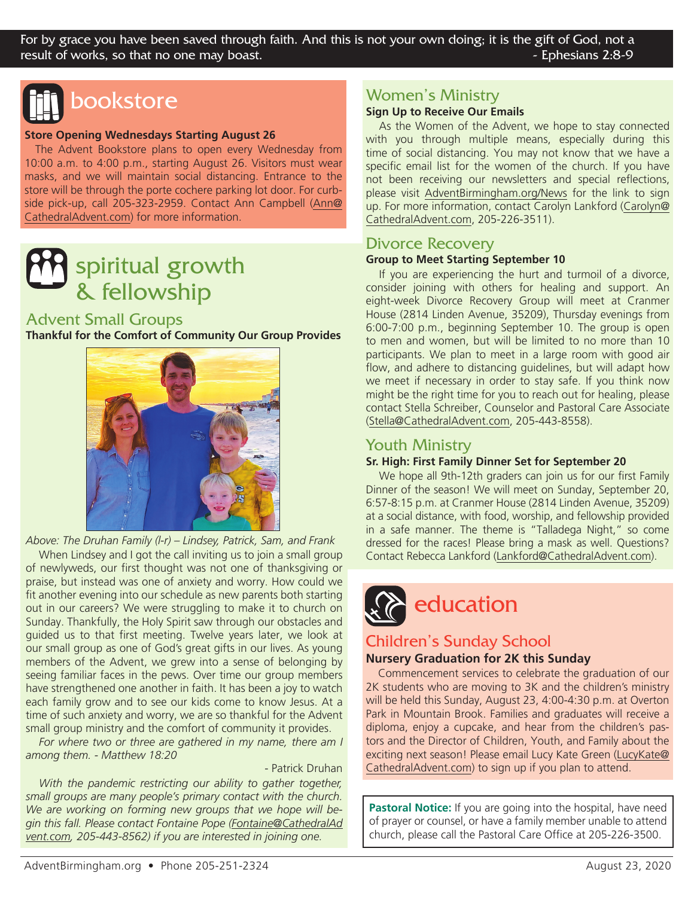For by grace you have been saved through faith. And this is not your own doing; it is the gift of God, not a result of works, so that no one may boast. - Ephesians 2:8-9

# bookstore

**Store Opening Wednesdays Starting August 26**

The Advent Bookstore plans to open every Wednesday from 10:00 a.m. to 4:00 p.m., starting August 26. Visitors must wear masks, and we will maintain social distancing. Entrance to the store will be through the porte cochere parking lot door. For curbside pick-up, call 205-323-2959. Contact Ann Campbell (Ann@CathedralAdvent.com) for more information.

# spiritual growth & fellowship

## Advent Small Groups

**Thankful for the Comfort of Community Our Group Provides**

*Above: The Druhan Family (l-r) – Lindsey, Patrick, Sam, and Frank*

When Lindsey and I got the call inviting us to join a small group of newlyweds, our first thought was not one of thanksgiving or praise, but instead was one of anxiety and worry. How could we fit another evening into our schedule as new parents both starting out in our careers? We were struggling to make it to church on Sunday. Thankfully, the Holy Spirit saw through our obstacles and guided us to that first meeting. Twelve years later, we look at our small group as one of God's great gifts in our lives. As young members of the Advent, we grew into a sense of belonging by seeing familiar faces in the pews. Over time our group members have strengthened one another in faith. It has been a joy to watch each family grow and to see our kids come to know Jesus. At a time of such anxiety and worry, we are so thankful for the Advent small group ministry and the comfort of community it provides.

*For where two or three are gathered in my name, there am I among them. - Matthew 18:20*

- Patrick Druhan

*With the pandemic restricting our ability to gather together, small groups are many people's primary contact with the church. We are working on forming new groups that we hope will begin this fall. Please contact Fontaine Pope (Fontaine@CathedralAdvent.com, 205-443-8562) if you are interested in joining one.*

## Women's Ministry

**Sign Up to Receive Our Emails**

As the Women of the Advent, we hope to stay connected with you through multiple means, especially during this time of social distancing. You may not know that we have a specific email list for the women of the church. If you have not been receiving our newsletters and special reflections, please visit AdventBirmingham.org/News for the link to sign up. For more information, contact Carolyn Lankford (Carolyn@CathedralAdvent.com, 205-226-3511).

## Divorce Recovery

**Group to Meet Starting September 10**

If you are experiencing the hurt and turmoil of a divorce, consider joining with others for healing and support. An eight-week Divorce Recovery Group will meet at Cranmer House (2814 Linden Avenue, 35209), Thursday evenings from 6:00-7:00 p.m., beginning September 10. The group is open to men and women, but will be limited to no more than 10 participants. We plan to meet in a large room with good air flow, and adhere to distancing guidelines, but will adapt how we meet if necessary in order to stay safe. If you think now might be the right time for you to reach out for healing, please contact Stella Schreiber, Counselor and Pastoral Care Associate (Stella@CathedralAdvent.com, 205-443-8558).

## Youth Ministry

**Sr. High: First Family Dinner Set for September 20**

We hope all 9th-12th graders can join us for our first Family Dinner of the season! We will meet on Sunday, September 20, 6:57-8:15 p.m. at Cranmer House (2814 Linden Avenue, 35209) at a social distance, with food, worship, and fellowship provided in a safe manner. The theme is "Talladega Night," so come dressed for the races! Please bring a mask as well. Questions? Contact Rebecca Lankford (Lankford@CathedralAdvent.com).

# education

## Children's Sunday School

**Nursery Graduation for 2K this Sunday**

Commencement services to celebrate the graduation of our 2K students who are moving to 3K and the children's ministry will be held this Sunday, August 23, 4:00-4:30 p.m. at Overton Park in Mountain Brook. Families and graduates will receive a diploma, enjoy a cupcake, and hear from the children's pastors and the Director of Children, Youth, and Family about the exciting next season! Please email Lucy Kate Green (LucyKate@CathedralAdvent.com) to sign up if you plan to attend.

**Pastoral Notice:** If you are going into the hospital, have need of prayer or counsel, or have a family member unable to attend church, please call the Pastoral Care Office at 205-226-3500.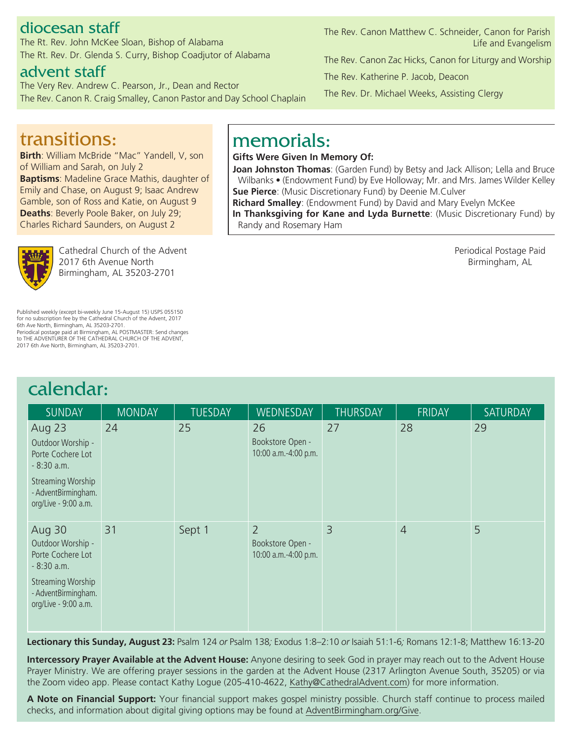## diocesan staff

The Rt. Rev. John McKee Sloan, Bishop of Alabama
The Rt. Rev. Dr. Glenda S. Curry, Bishop Coadjutor of Alabama

## advent staff

The Very Rev. Andrew C. Pearson, Jr., Dean and Rector
The Rev. Canon R. Craig Smalley, Canon Pastor and Day School Chaplain
The Rev. Canon Matthew C. Schneider, Canon for Parish Life and Evangelism
The Rev. Canon Zac Hicks, Canon for Liturgy and Worship
The Rev. Katherine P. Jacob, Deacon
The Rev. Dr. Michael Weeks, Assisting Clergy

## transitions:

**Birth**: William McBride "Mac" Yandell, V, son of William and Sarah, on July 2
**Baptisms**: Madeline Grace Mathis, daughter of Emily and Chase, on August 9; Isaac Andrew Gamble, son of Ross and Katie, on August 9
**Deaths**: Beverly Poole Baker, on July 29; Charles Richard Saunders, on August 2

## memorials:

**Gifts Were Given In Memory Of:**
**Joan Johnston Thomas**: (Garden Fund) by Betsy and Jack Allison; Lella and Bruce Wilbanks • (Endowment Fund) by Eve Holloway; Mr. and Mrs. James Wilder Kelley
**Sue Pierce**: (Music Discretionary Fund) by Deenie M.Culver
**Richard Smalley**: (Endowment Fund) by David and Mary Evelyn McKee
**In Thanksgiving for Kane and Lyda Burnette**: (Music Discretionary Fund) by Randy and Rosemary Ham

Cathedral Church of the Advent
2017 6th Avenue North
Birmingham, AL 35203-2701

Periodical Postage Paid
Birmingham, AL

Published weekly (except bi-weekly June 15-August 15) USPS 055150 for no subscription fee by the Cathedral Church of the Advent, 2017 6th Ave North, Birmingham, AL 35203-2701.
Periodical postage paid at Birmingham, AL POSTMASTER: Send changes to THE ADVENTURER OF THE CATHEDRAL CHURCH OF THE ADVENT, 2017 6th Ave North, Birmingham, AL 35203-2701.

## calendar:

| SUNDAY | MONDAY | TUESDAY | WEDNESDAY | THURSDAY | FRIDAY | SATURDAY |
|---|---|---|---|---|---|---|
| Aug 23 Outdoor Worship - Porte Cochere Lot - 8:30 a.m. Streaming Worship - AdventBirmingham.org/Live - 9:00 a.m. | 24 | 25 | 26 Bookstore Open - 10:00 a.m.-4:00 p.m. | 27 | 28 | 29 |
| Aug 30 Outdoor Worship - Porte Cochere Lot - 8:30 a.m. Streaming Worship - AdventBirmingham.org/Live - 9:00 a.m. | 31 | Sept 1 | 2 Bookstore Open - 10:00 a.m.-4:00 p.m. | 3 | 4 | 5 |

**Lectionary this Sunday, August 23:** Psalm 124 *or* Psalm 138*;* Exodus 1:8–2:10 *or* Isaiah 51:1-6*;* Romans 12:1-8; Matthew 16:13-20

**Intercessory Prayer Available at the Advent House:** Anyone desiring to seek God in prayer may reach out to the Advent House Prayer Ministry. We are offering prayer sessions in the garden at the Advent House (2317 Arlington Avenue South, 35205) or via the Zoom video app. Please contact Kathy Logue (205-410-4622, Kathy@CathedralAdvent.com) for more information.

**A Note on Financial Support:** Your financial support makes gospel ministry possible. Church staff continue to process mailed checks, and information about digital giving options may be found at AdventBirmingham.org/Give.